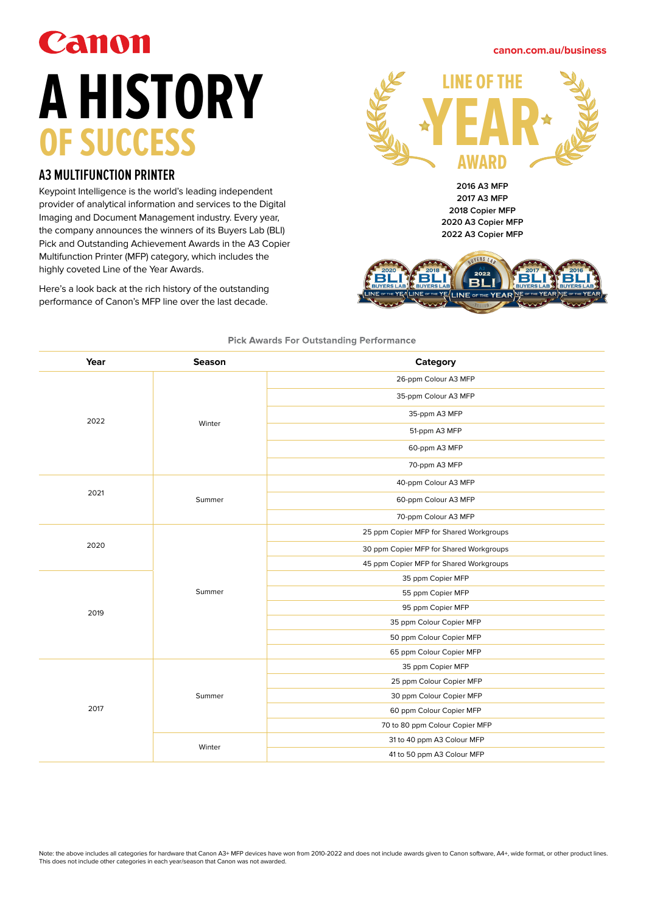Canon

canon.com.au/business

# A HISTORY OF SUCCESS

## A3 MULTIFUNCTION PRINTER

Keypoint Intelligence is the world's leading independent provider of analytical information and services to the Digital Imaging and Document Management industry. Every year, the company announces the winners of its Buyers Lab (BLI) Pick and Outstanding Achievement Awards in the A3 Copier Multifunction Printer (MFP) category, which includes the highly coveted Line of the Year Awards.

Here's a look back at the rich history of the outstanding performance of Canon's MFP line over the last decade.

**LINE OF THE YEAR AWARD**

**2016 A3 MFP**
**2017 A3 MFP**
**2018 Copier MFP**
**2020 A3 Copier MFP**
**2022 A3 Copier MFP**

**Pick Awards For Outstanding Performance**

| Year | Season | Category |
|---|---|---|
| 2022 | Winter | 26-ppm Colour A3 MFP |
| | | 35-ppm Colour A3 MFP |
| | | 35-ppm A3 MFP |
| | | 51-ppm A3 MFP |
| | | 60-ppm A3 MFP |
| | | 70-ppm A3 MFP |
| 2021 | Summer | 40-ppm Colour A3 MFP |
| | | 60-ppm Colour A3 MFP |
| | | 70-ppm Colour A3 MFP |
| 2020 | Summer | 25 ppm Copier MFP for Shared Workgroups |
| | | 30 ppm Copier MFP for Shared Workgroups |
| | | 45 ppm Copier MFP for Shared Workgroups |
| 2019 | | 35 ppm Copier MFP |
| | | 55 ppm Copier MFP |
| | | 95 ppm Copier MFP |
| | | 35 ppm Colour Copier MFP |
| | | 50 ppm Colour Copier MFP |
| | | 65 ppm Colour Copier MFP |
| 2017 | Summer | 35 ppm Copier MFP |
| | | 25 ppm Colour Copier MFP |
| | | 30 ppm Colour Copier MFP |
| | | 60 ppm Colour Copier MFP |
| | | 70 to 80 ppm Colour Copier MFP |
| | Winter | 31 to 40 ppm A3 Colour MFP |
| | | 41 to 50 ppm A3 Colour MFP |

Note: the above includes all categories for hardware that Canon A3+ MFP devices have won from 2010-2022 and does not include awards given to Canon software, A4+, wide format, or other product lines. This does not include other categories in each year/season that Canon was not awarded.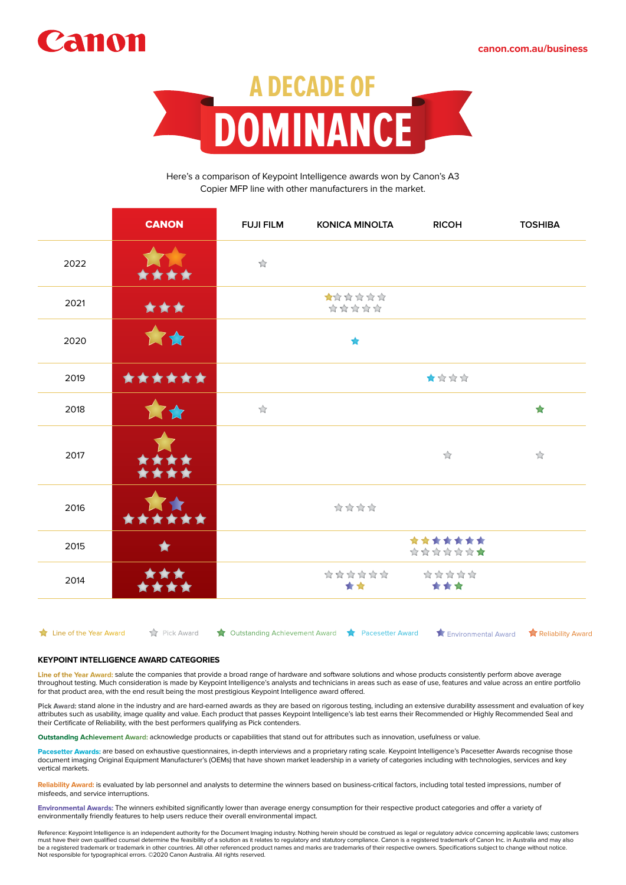Canon

canon.com.au/business

# A DECADE OF DOMINANCE

Here's a comparison of Keypoint Intelligence awards won by Canon's A3 Copier MFP line with other manufacturers in the market.

| | CANON | FUJI FILM | KONICA MINOLTA | RICOH | TOSHIBA |
|---|---|---|---|---|---|
| 2022 | | | | | |
| 2021 | | | | | |
| 2020 | | | | | |
| 2019 | | | | | |
| 2018 | | | | | |
| 2017 | | | | | |
| 2016 | | | | | |
| 2015 | | | | | |
| 2014 | | | | | |

Line of the Year Award | Pick Award | Outstanding Achievement Award | Pacesetter Award | Environmental Award | Reliability Award

## KEYPOINT INTELLIGENCE AWARD CATEGORIES

**Line of the Year Award:** salute the companies that provide a broad range of hardware and software solutions and whose products consistently perform above average throughout testing. Much consideration is made by Keypoint Intelligence's analysts and technicians in areas such as ease of use, features and value across an entire portfolio for that product area, with the end result being the most prestigious Keypoint Intelligence award offered.

**Pick Award:** stand alone in the industry and are hard-earned awards as they are based on rigorous testing, including an extensive durability assessment and evaluation of key attributes such as usability, image quality and value. Each product that passes Keypoint Intelligence's lab test earns their Recommended or Highly Recommended Seal and their Certificate of Reliability, with the best performers qualifying as Pick contenders.

**Outstanding Achievement Award:** acknowledge products or capabilities that stand out for attributes such as innovation, usefulness or value.

**Pacesetter Awards:** are based on exhaustive questionnaires, in-depth interviews and a proprietary rating scale. Keypoint Intelligence's Pacesetter Awards recognise those document imaging Original Equipment Manufacturer's (OEMs) that have shown market leadership in a variety of categories including with technologies, services and key vertical markets.

**Reliability Award:** is evaluated by lab personnel and analysts to determine the winners based on business-critical factors, including total tested impressions, number of misfeeds, and service interruptions.

**Environmental Awards:** The winners exhibited significantly lower than average energy consumption for their respective product categories and offer a variety of environmentally friendly features to help users reduce their overall environmental impact.

Reference: Keypoint Intelligence is an independent authority for the Document Imaging industry. Nothing herein should be construed as legal or regulatory advice concerning applicable laws; customers must have their own qualified counsel determine the feasibility of a solution as it relates to regulatory and statutory compliance. Canon is a registered trademark of Canon Inc. in Australia and may also be a registered trademark or trademark in other countries. All other referenced product names and marks are trademarks of their respective owners. Specifications subject to change without notice. Not responsible for typographical errors. ©2020 Canon Australia. All rights reserved.